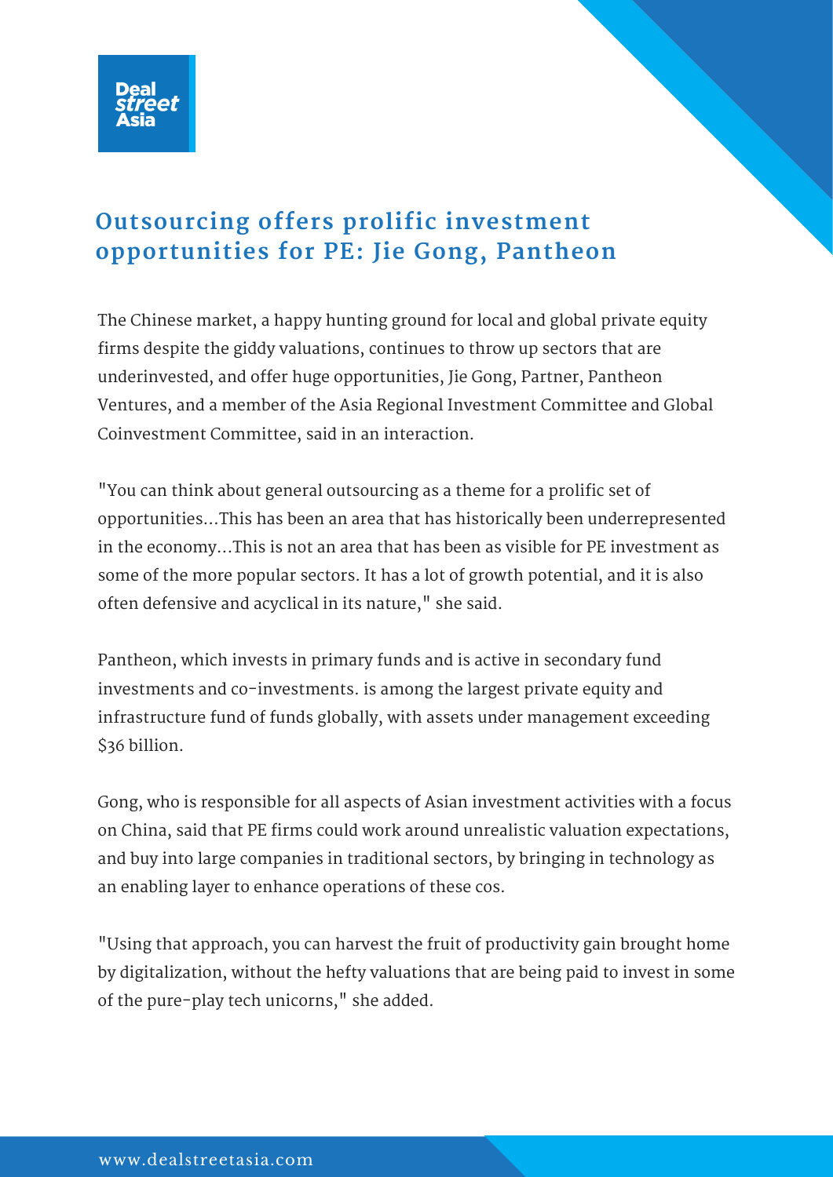# Outsourcing offers prolific investment opportunities for PE: Jie Gong, Pantheon

The Chinese market, a happy hunting ground for local and global private equity firms despite the giddy valuations, continues to throw up sectors that are underinvested, and offer huge opportunities, Jie Gong, Partner, Pantheon Ventures, and a member of the Asia Regional Investment Committee and Global Coinvestment Committee, said in an interaction.

"You can think about general outsourcing as a theme for a prolific set of opportunities...This has been an area that has historically been underrepresented in the economy...This is not an area that has been as visible for PE investment as some of the more popular sectors. It has a lot of growth potential, and it is also often defensive and acyclical in its nature," she said.

Pantheon, which invests in primary funds and is active in secondary fund investments and co-investments. is among the largest private equity and infrastructure fund of funds globally, with assets under management exceeding $36 billion.

Gong, who is responsible for all aspects of Asian investment activities with a focus on China, said that PE firms could work around unrealistic valuation expectations, and buy into large companies in traditional sectors, by bringing in technology as an enabling layer to enhance operations of these cos.

"Using that approach, you can harvest the fruit of productivity gain brought home by digitalization, without the hefty valuations that are being paid to invest in some of the pure-play tech unicorns," she added.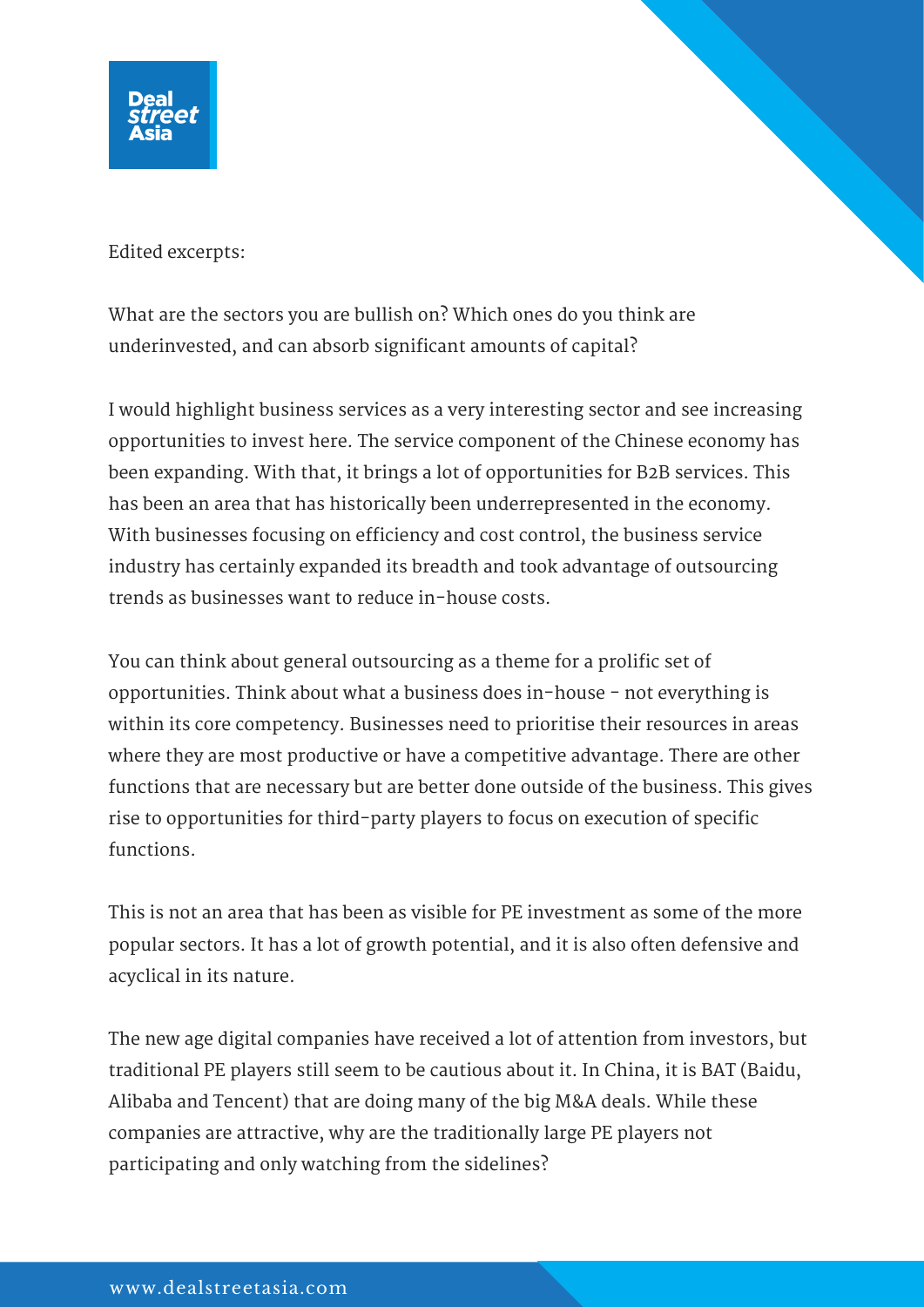Edited excerpts:

What are the sectors you are bullish on? Which ones do you think are underinvested, and can absorb significant amounts of capital?

I would highlight business services as a very interesting sector and see increasing opportunities to invest here. The service component of the Chinese economy has been expanding. With that, it brings a lot of opportunities for B2B services. This has been an area that has historically been underrepresented in the economy. With businesses focusing on efficiency and cost control, the business service industry has certainly expanded its breadth and took advantage of outsourcing trends as businesses want to reduce in-house costs.

You can think about general outsourcing as a theme for a prolific set of opportunities. Think about what a business does in-house - not everything is within its core competency. Businesses need to prioritise their resources in areas where they are most productive or have a competitive advantage. There are other functions that are necessary but are better done outside of the business. This gives rise to opportunities for third-party players to focus on execution of specific functions.

This is not an area that has been as visible for PE investment as some of the more popular sectors. It has a lot of growth potential, and it is also often defensive and acyclical in its nature.

The new age digital companies have received a lot of attention from investors, but traditional PE players still seem to be cautious about it. In China, it is BAT (Baidu, Alibaba and Tencent) that are doing many of the big M&A deals. While these companies are attractive, why are the traditionally large PE players not participating and only watching from the sidelines?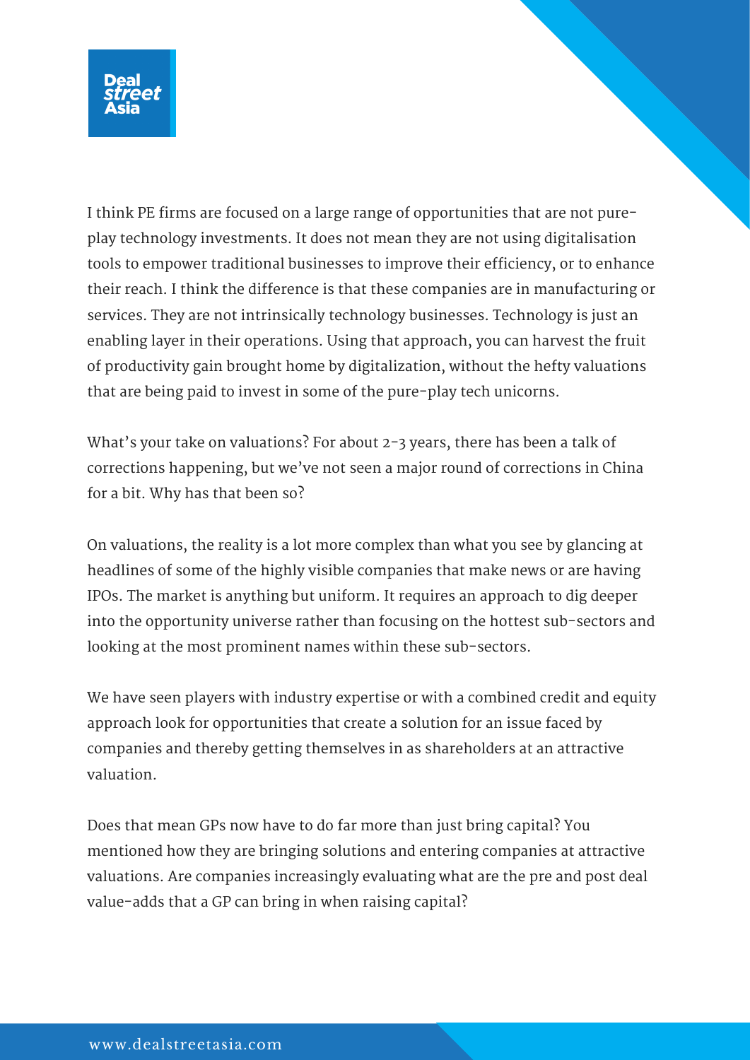I think PE firms are focused on a large range of opportunities that are not pure-play technology investments. It does not mean they are not using digitalisation tools to empower traditional businesses to improve their efficiency, or to enhance their reach. I think the difference is that these companies are in manufacturing or services. They are not intrinsically technology businesses. Technology is just an enabling layer in their operations. Using that approach, you can harvest the fruit of productivity gain brought home by digitalization, without the hefty valuations that are being paid to invest in some of the pure-play tech unicorns.

What's your take on valuations? For about 2-3 years, there has been a talk of corrections happening, but we've not seen a major round of corrections in China for a bit. Why has that been so?

On valuations, the reality is a lot more complex than what you see by glancing at headlines of some of the highly visible companies that make news or are having IPOs. The market is anything but uniform. It requires an approach to dig deeper into the opportunity universe rather than focusing on the hottest sub-sectors and looking at the most prominent names within these sub-sectors.

We have seen players with industry expertise or with a combined credit and equity approach look for opportunities that create a solution for an issue faced by companies and thereby getting themselves in as shareholders at an attractive valuation.

Does that mean GPs now have to do far more than just bring capital? You mentioned how they are bringing solutions and entering companies at attractive valuations. Are companies increasingly evaluating what are the pre and post deal value-adds that a GP can bring in when raising capital?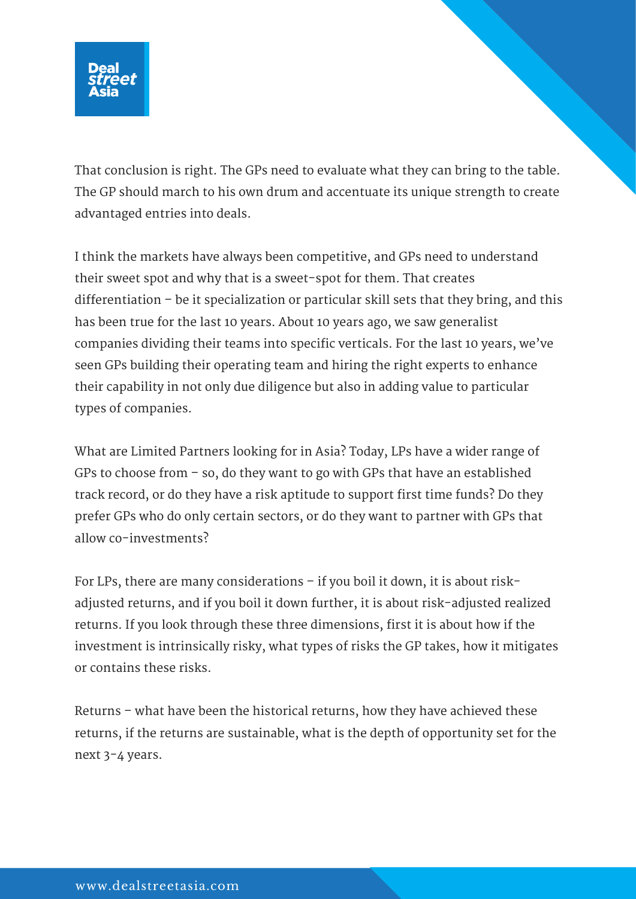That conclusion is right. The GPs need to evaluate what they can bring to the table. The GP should march to his own drum and accentuate its unique strength to create advantaged entries into deals.

I think the markets have always been competitive, and GPs need to understand their sweet spot and why that is a sweet-spot for them. That creates differentiation – be it specialization or particular skill sets that they bring, and this has been true for the last 10 years. About 10 years ago, we saw generalist companies dividing their teams into specific verticals. For the last 10 years, we've seen GPs building their operating team and hiring the right experts to enhance their capability in not only due diligence but also in adding value to particular types of companies.

What are Limited Partners looking for in Asia? Today, LPs have a wider range of GPs to choose from – so, do they want to go with GPs that have an established track record, or do they have a risk aptitude to support first time funds? Do they prefer GPs who do only certain sectors, or do they want to partner with GPs that allow co-investments?

For LPs, there are many considerations – if you boil it down, it is about risk-adjusted returns, and if you boil it down further, it is about risk-adjusted realized returns. If you look through these three dimensions, first it is about how if the investment is intrinsically risky, what types of risks the GP takes, how it mitigates or contains these risks.

Returns – what have been the historical returns, how they have achieved these returns, if the returns are sustainable, what is the depth of opportunity set for the next 3-4 years.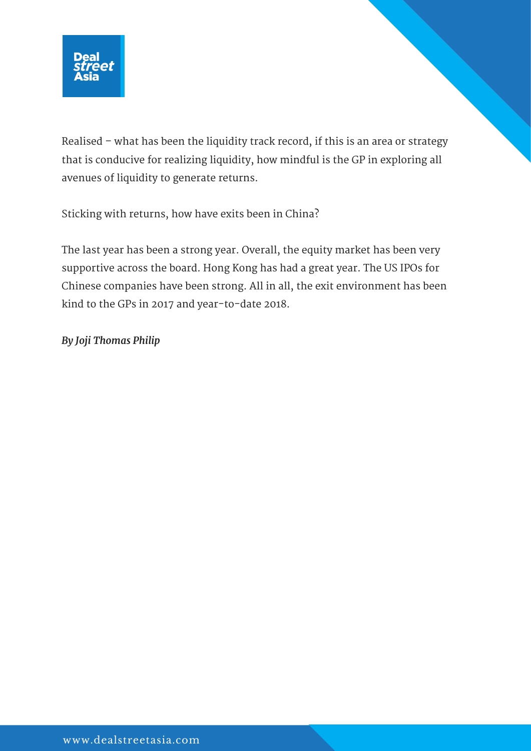Realised – what has been the liquidity track record, if this is an area or strategy that is conducive for realizing liquidity, how mindful is the GP in exploring all avenues of liquidity to generate returns.

Sticking with returns, how have exits been in China?

The last year has been a strong year. Overall, the equity market has been very supportive across the board. Hong Kong has had a great year. The US IPOs for Chinese companies have been strong. All in all, the exit environment has been kind to the GPs in 2017 and year-to-date 2018.

***By Joji Thomas Philip***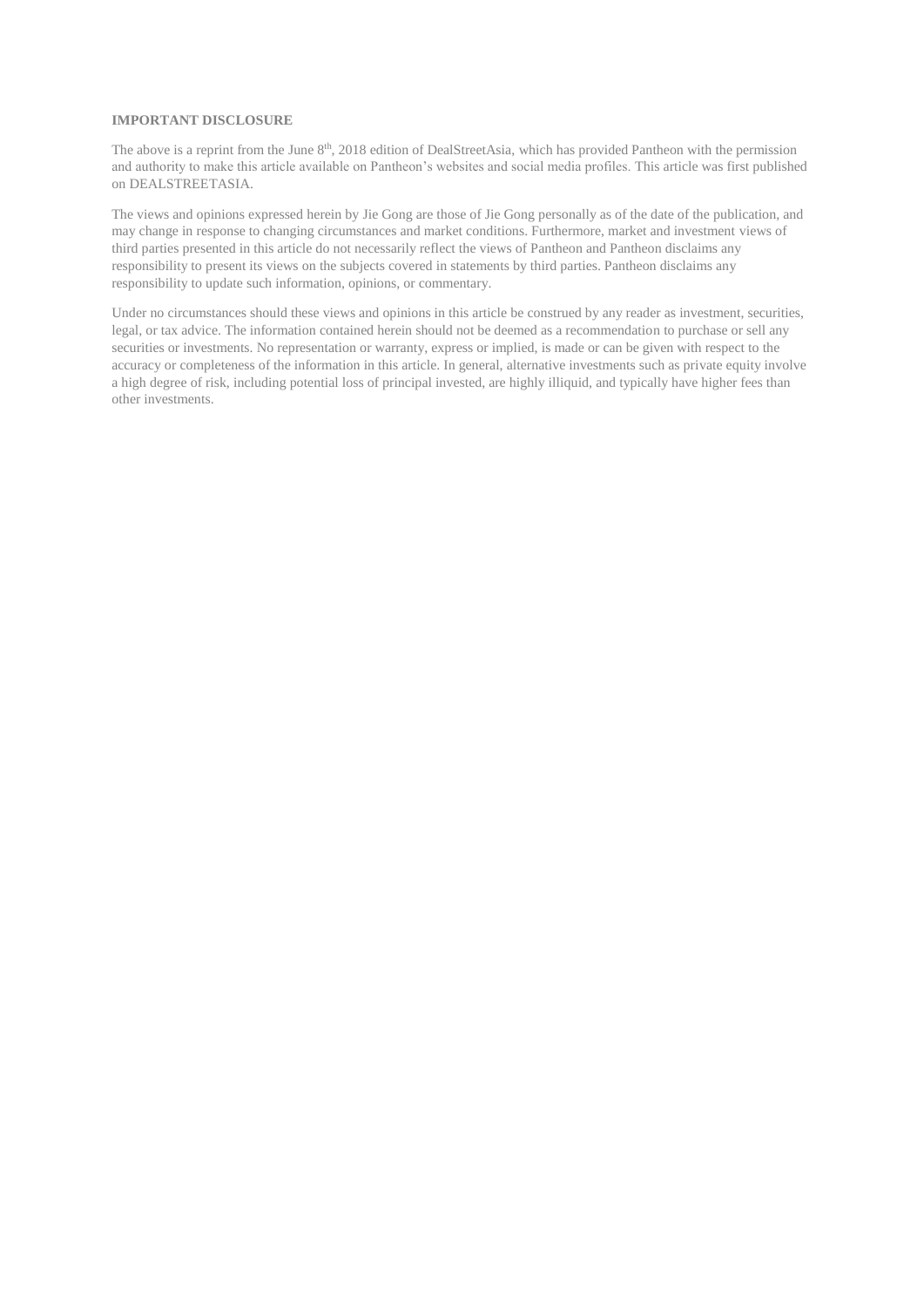**IMPORTANT DISCLOSURE**

The above is a reprint from the June 8th, 2018 edition of DealStreetAsia, which has provided Pantheon with the permission and authority to make this article available on Pantheon's websites and social media profiles. This article was first published on DEALSTREETASIA.

The views and opinions expressed herein by Jie Gong are those of Jie Gong personally as of the date of the publication, and may change in response to changing circumstances and market conditions. Furthermore, market and investment views of third parties presented in this article do not necessarily reflect the views of Pantheon and Pantheon disclaims any responsibility to present its views on the subjects covered in statements by third parties. Pantheon disclaims any responsibility to update such information, opinions, or commentary.

Under no circumstances should these views and opinions in this article be construed by any reader as investment, securities, legal, or tax advice. The information contained herein should not be deemed as a recommendation to purchase or sell any securities or investments. No representation or warranty, express or implied, is made or can be given with respect to the accuracy or completeness of the information in this article. In general, alternative investments such as private equity involve a high degree of risk, including potential loss of principal invested, are highly illiquid, and typically have higher fees than other investments.